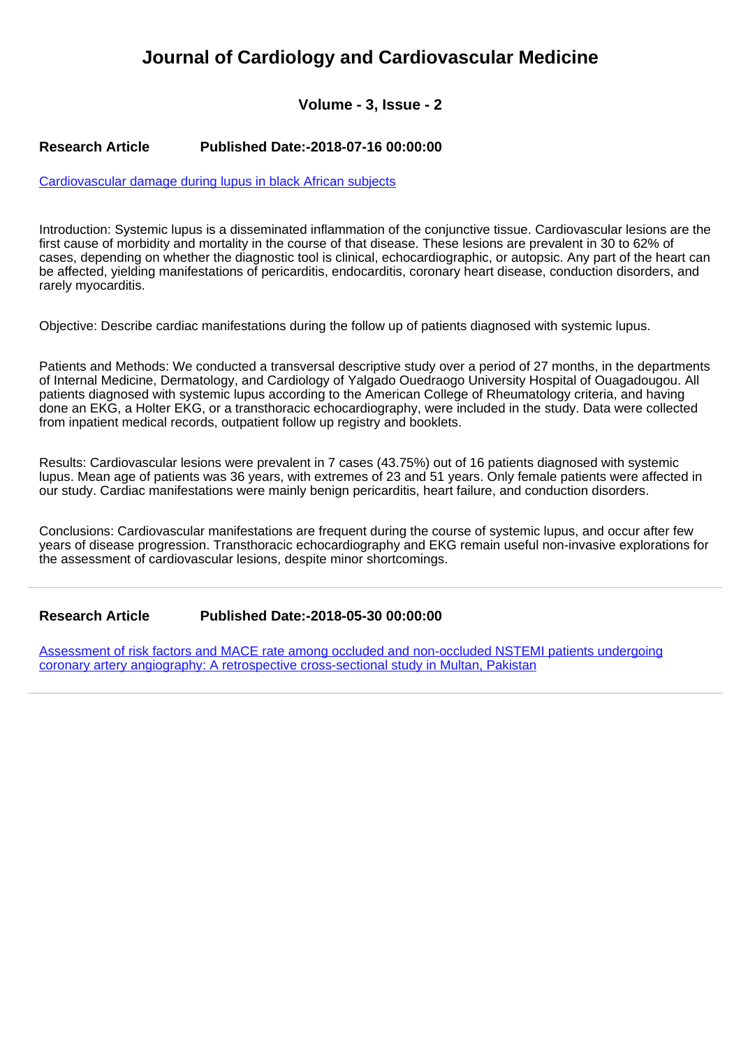# Journal of Cardiology and Cardiovascular Medicine

### Volume - 3, Issue - 2

**Research Article** **Published Date:-2018-07-16 00:00:00**

Cardiovascular damage during lupus in black African subjects

Introduction: Systemic lupus is a disseminated inflammation of the conjunctive tissue. Cardiovascular lesions are the first cause of morbidity and mortality in the course of that disease. These lesions are prevalent in 30 to 62% of cases, depending on whether the diagnostic tool is clinical, echocardiographic, or autopsic. Any part of the heart can be affected, yielding manifestations of pericarditis, endocarditis, coronary heart disease, conduction disorders, and rarely myocarditis.

Objective: Describe cardiac manifestations during the follow up of patients diagnosed with systemic lupus.

Patients and Methods: We conducted a transversal descriptive study over a period of 27 months, in the departments of Internal Medicine, Dermatology, and Cardiology of Yalgado Ouedraogo University Hospital of Ouagadougou. All patients diagnosed with systemic lupus according to the American College of Rheumatology criteria, and having done an EKG, a Holter EKG, or a transthoracic echocardiography, were included in the study. Data were collected from inpatient medical records, outpatient follow up registry and booklets.

Results: Cardiovascular lesions were prevalent in 7 cases (43.75%) out of 16 patients diagnosed with systemic lupus. Mean age of patients was 36 years, with extremes of 23 and 51 years. Only female patients were affected in our study. Cardiac manifestations were mainly benign pericarditis, heart failure, and conduction disorders.

Conclusions: Cardiovascular manifestations are frequent during the course of systemic lupus, and occur after few years of disease progression. Transthoracic echocardiography and EKG remain useful non-invasive explorations for the assessment of cardiovascular lesions, despite minor shortcomings.

---

**Research Article** **Published Date:-2018-05-30 00:00:00**

Assessment of risk factors and MACE rate among occluded and non-occluded NSTEMI patients undergoing coronary artery angiography: A retrospective cross-sectional study in Multan, Pakistan

---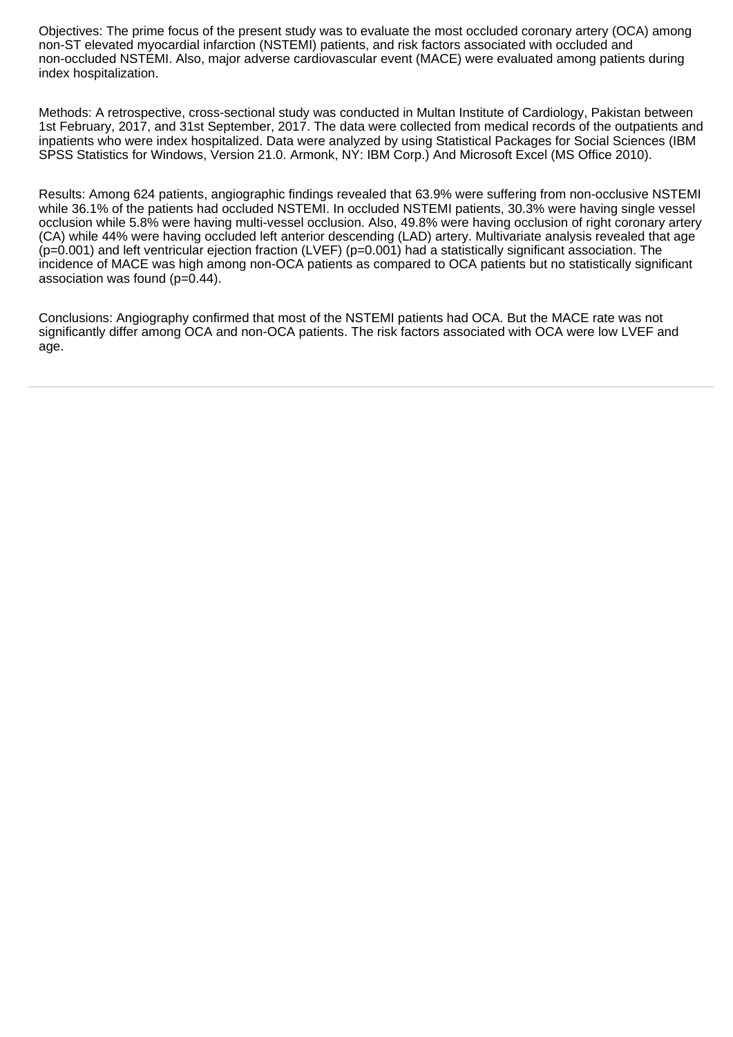Objectives: The prime focus of the present study was to evaluate the most occluded coronary artery (OCA) among non-ST elevated myocardial infarction (NSTEMI) patients, and risk factors associated with occluded and non-occluded NSTEMI. Also, major adverse cardiovascular event (MACE) were evaluated among patients during index hospitalization.

Methods: A retrospective, cross-sectional study was conducted in Multan Institute of Cardiology, Pakistan between 1st February, 2017, and 31st September, 2017. The data were collected from medical records of the outpatients and inpatients who were index hospitalized. Data were analyzed by using Statistical Packages for Social Sciences (IBM SPSS Statistics for Windows, Version 21.0. Armonk, NY: IBM Corp.) And Microsoft Excel (MS Office 2010).

Results: Among 624 patients, angiographic findings revealed that 63.9% were suffering from non-occlusive NSTEMI while 36.1% of the patients had occluded NSTEMI. In occluded NSTEMI patients, 30.3% were having single vessel occlusion while 5.8% were having multi-vessel occlusion. Also, 49.8% were having occlusion of right coronary artery (CA) while 44% were having occluded left anterior descending (LAD) artery. Multivariate analysis revealed that age ($p=0.001$) and left ventricular ejection fraction (LVEF) ($p=0.001$) had a statistically significant association. The incidence of MACE was high among non-OCA patients as compared to OCA patients but no statistically significant association was found ($p=0.44$).

Conclusions: Angiography confirmed that most of the NSTEMI patients had OCA. But the MACE rate was not significantly differ among OCA and non-OCA patients. The risk factors associated with OCA were low LVEF and age.